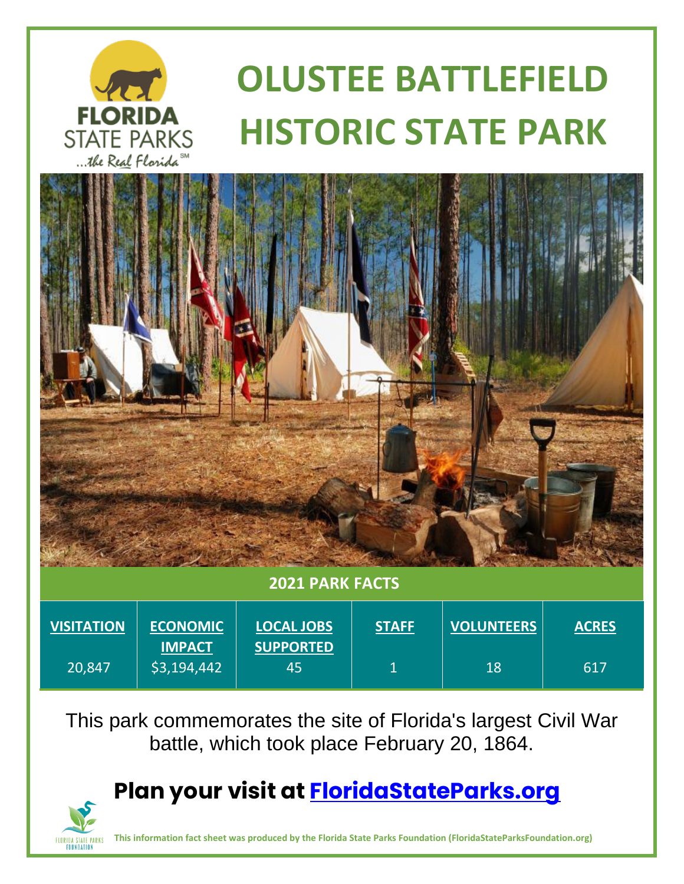FLORIDA STATE PARKS

...the Real Florida℠

# OLUSTEE BATTLEFIELD HISTORIC STATE PARK

## 2021 PARK FACTS

| VISITATION | ECONOMIC IMPACT | LOCAL JOBS SUPPORTED | STAFF | VOLUNTEERS | ACRES |
|---|---|---|---|---|---|
| 20,847 | $3,194,442 | 45 | 1 | 18 | 617 |

This park commemorates the site of Florida's largest Civil War battle, which took place February 20, 1864.

## Plan your visit at [FloridaStateParks.org](FloridaStateParks.org)

FLORIDA STATE PARKS FOUNDATION

**This information fact sheet was produced by the Florida State Parks Foundation (FloridaStateParksFoundation.org)**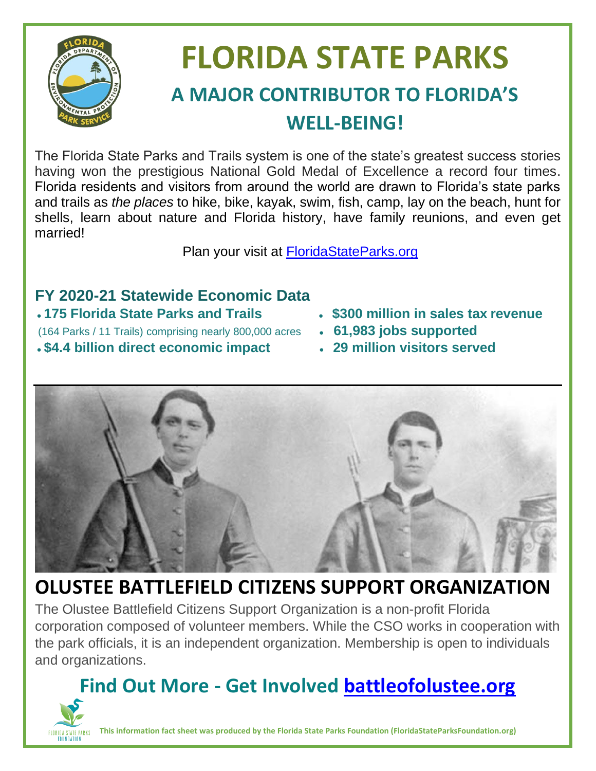# FLORIDA STATE PARKS

## A MAJOR CONTRIBUTOR TO FLORIDA'S WELL-BEING!

The Florida State Parks and Trails system is one of the state's greatest success stories having won the prestigious National Gold Medal of Excellence a record four times. Florida residents and visitors from around the world are drawn to Florida's state parks and trails as *the places* to hike, bike, kayak, swim, fish, camp, lay on the beach, hunt for shells, learn about nature and Florida history, have family reunions, and even get married!

Plan your visit at FloridaStateParks.org

### FY 2020-21 Statewide Economic Data

- **175 Florida State Parks and Trails**
  (164 Parks / 11 Trails) comprising nearly 800,000 acres
- **$4.4 billion direct economic impact**
- **$300 million in sales tax revenue**
- **61,983 jobs supported**
- **29 million visitors served**

## OLUSTEE BATTLEFIELD CITIZENS SUPPORT ORGANIZATION

The Olustee Battlefield Citizens Support Organization is a non-profit Florida corporation composed of volunteer members. While the CSO works in cooperation with the park officials, it is an independent organization. Membership is open to individuals and organizations.

## Find Out More - Get Involved battleofolustee.org

**This information fact sheet was produced by the Florida State Parks Foundation (FloridaStateParksFoundation.org)**